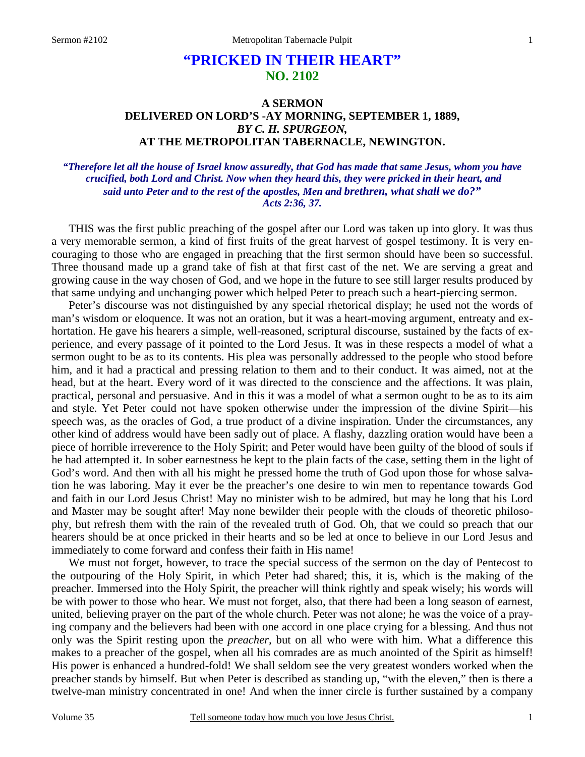# "PRICKED IN THEIR HEART"
## NO. 2102

### A SERMON
### DELIVERED ON LORD'S -AY MORNING, SEPTEMBER 1, 1889,
### *BY C. H. SPURGEON,*
### AT THE METROPOLITAN TABERNACLE, NEWINGTON.

***"Therefore let all the house of Israel know assuredly, that God has made that same Jesus, whom you have crucified, both Lord and Christ. Now when they heard this, they were pricked in their heart, and said unto Peter and to the rest of the apostles, Men and brethren, what shall we do?" Acts 2:36, 37.***

THIS was the first public preaching of the gospel after our Lord was taken up into glory. It was thus a very memorable sermon, a kind of first fruits of the great harvest of gospel testimony. It is very encouraging to those who are engaged in preaching that the first sermon should have been so successful. Three thousand made up a grand take of fish at that first cast of the net. We are serving a great and growing cause in the way chosen of God, and we hope in the future to see still larger results produced by that same undying and unchanging power which helped Peter to preach such a heart-piercing sermon.

Peter's discourse was not distinguished by any special rhetorical display; he used not the words of man's wisdom or eloquence. It was not an oration, but it was a heart-moving argument, entreaty and exhortation. He gave his hearers a simple, well-reasoned, scriptural discourse, sustained by the facts of experience, and every passage of it pointed to the Lord Jesus. It was in these respects a model of what a sermon ought to be as to its contents. His plea was personally addressed to the people who stood before him, and it had a practical and pressing relation to them and to their conduct. It was aimed, not at the head, but at the heart. Every word of it was directed to the conscience and the affections. It was plain, practical, personal and persuasive. And in this it was a model of what a sermon ought to be as to its aim and style. Yet Peter could not have spoken otherwise under the impression of the divine Spirit—his speech was, as the oracles of God, a true product of a divine inspiration. Under the circumstances, any other kind of address would have been sadly out of place. A flashy, dazzling oration would have been a piece of horrible irreverence to the Holy Spirit; and Peter would have been guilty of the blood of souls if he had attempted it. In sober earnestness he kept to the plain facts of the case, setting them in the light of God's word. And then with all his might he pressed home the truth of God upon those for whose salvation he was laboring. May it ever be the preacher's one desire to win men to repentance towards God and faith in our Lord Jesus Christ! May no minister wish to be admired, but may he long that his Lord and Master may be sought after! May none bewilder their people with the clouds of theoretic philosophy, but refresh them with the rain of the revealed truth of God. Oh, that we could so preach that our hearers should be at once pricked in their hearts and so be led at once to believe in our Lord Jesus and immediately to come forward and confess their faith in His name!

We must not forget, however, to trace the special success of the sermon on the day of Pentecost to the outpouring of the Holy Spirit, in which Peter had shared; this, it is, which is the making of the preacher. Immersed into the Holy Spirit, the preacher will think rightly and speak wisely; his words will be with power to those who hear. We must not forget, also, that there had been a long season of earnest, united, believing prayer on the part of the whole church. Peter was not alone; he was the voice of a praying company and the believers had been with one accord in one place crying for a blessing. And thus not only was the Spirit resting upon the *preacher,* but on all who were with him. What a difference this makes to a preacher of the gospel, when all his comrades are as much anointed of the Spirit as himself! His power is enhanced a hundred-fold! We shall seldom see the very greatest wonders worked when the preacher stands by himself. But when Peter is described as standing up, "with the eleven," then is there a twelve-man ministry concentrated in one! And when the inner circle is further sustained by a company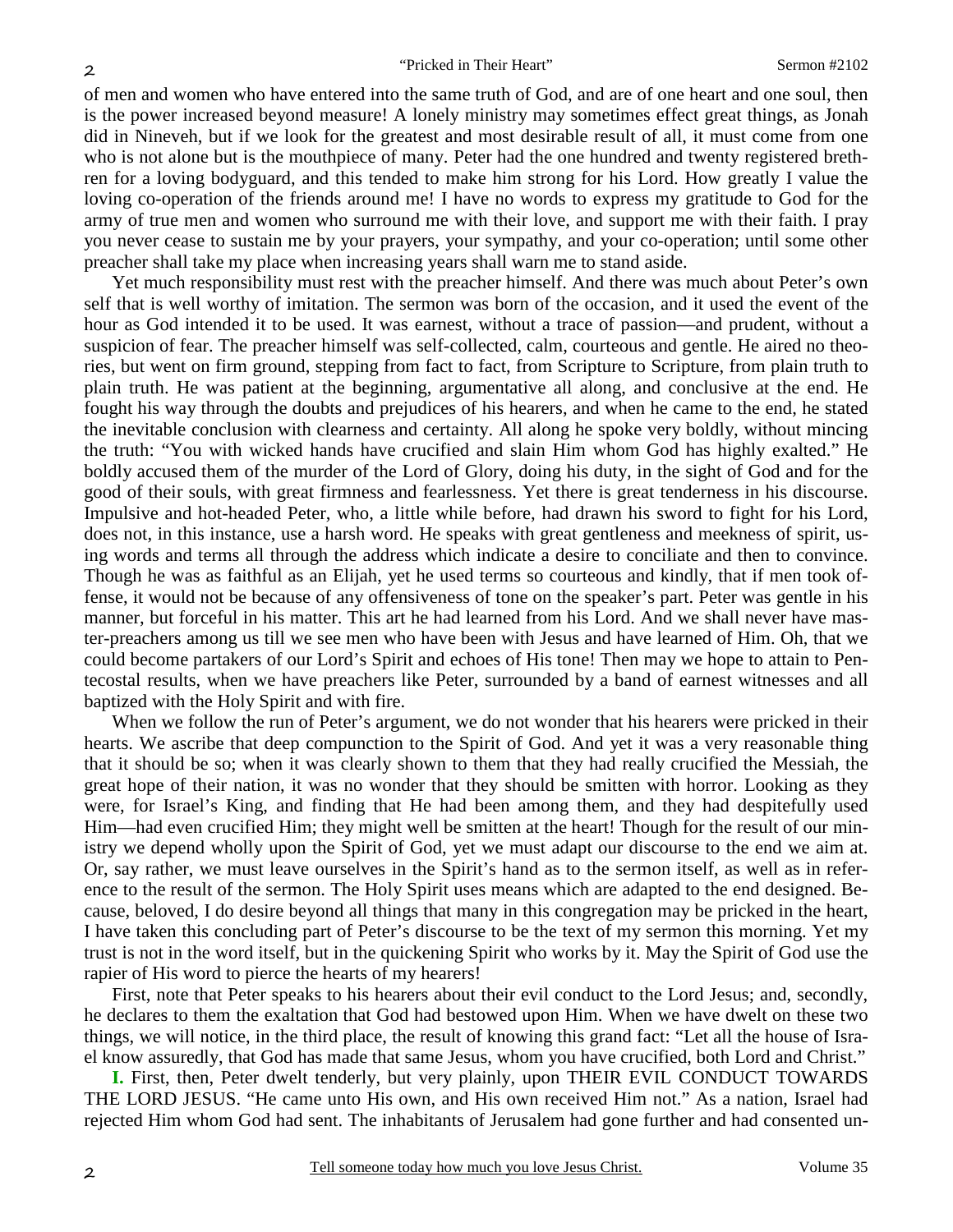of men and women who have entered into the same truth of God, and are of one heart and one soul, then is the power increased beyond measure! A lonely ministry may sometimes effect great things, as Jonah did in Nineveh, but if we look for the greatest and most desirable result of all, it must come from one who is not alone but is the mouthpiece of many. Peter had the one hundred and twenty registered brethren for a loving bodyguard, and this tended to make him strong for his Lord. How greatly I value the loving co-operation of the friends around me! I have no words to express my gratitude to God for the army of true men and women who surround me with their love, and support me with their faith. I pray you never cease to sustain me by your prayers, your sympathy, and your co-operation; until some other preacher shall take my place when increasing years shall warn me to stand aside.

Yet much responsibility must rest with the preacher himself. And there was much about Peter's own self that is well worthy of imitation. The sermon was born of the occasion, and it used the event of the hour as God intended it to be used. It was earnest, without a trace of passion—and prudent, without a suspicion of fear. The preacher himself was self-collected, calm, courteous and gentle. He aired no theories, but went on firm ground, stepping from fact to fact, from Scripture to Scripture, from plain truth to plain truth. He was patient at the beginning, argumentative all along, and conclusive at the end. He fought his way through the doubts and prejudices of his hearers, and when he came to the end, he stated the inevitable conclusion with clearness and certainty. All along he spoke very boldly, without mincing the truth: "You with wicked hands have crucified and slain Him whom God has highly exalted." He boldly accused them of the murder of the Lord of Glory, doing his duty, in the sight of God and for the good of their souls, with great firmness and fearlessness. Yet there is great tenderness in his discourse. Impulsive and hot-headed Peter, who, a little while before, had drawn his sword to fight for his Lord, does not, in this instance, use a harsh word. He speaks with great gentleness and meekness of spirit, using words and terms all through the address which indicate a desire to conciliate and then to convince. Though he was as faithful as an Elijah, yet he used terms so courteous and kindly, that if men took offense, it would not be because of any offensiveness of tone on the speaker's part. Peter was gentle in his manner, but forceful in his matter. This art he had learned from his Lord. And we shall never have master-preachers among us till we see men who have been with Jesus and have learned of Him. Oh, that we could become partakers of our Lord's Spirit and echoes of His tone! Then may we hope to attain to Pentecostal results, when we have preachers like Peter, surrounded by a band of earnest witnesses and all baptized with the Holy Spirit and with fire.

When we follow the run of Peter's argument, we do not wonder that his hearers were pricked in their hearts. We ascribe that deep compunction to the Spirit of God. And yet it was a very reasonable thing that it should be so; when it was clearly shown to them that they had really crucified the Messiah, the great hope of their nation, it was no wonder that they should be smitten with horror. Looking as they were, for Israel's King, and finding that He had been among them, and they had despitefully used Him—had even crucified Him; they might well be smitten at the heart! Though for the result of our ministry we depend wholly upon the Spirit of God, yet we must adapt our discourse to the end we aim at. Or, say rather, we must leave ourselves in the Spirit's hand as to the sermon itself, as well as in reference to the result of the sermon. The Holy Spirit uses means which are adapted to the end designed. Because, beloved, I do desire beyond all things that many in this congregation may be pricked in the heart, I have taken this concluding part of Peter's discourse to be the text of my sermon this morning. Yet my trust is not in the word itself, but in the quickening Spirit who works by it. May the Spirit of God use the rapier of His word to pierce the hearts of my hearers!

First, note that Peter speaks to his hearers about their evil conduct to the Lord Jesus; and, secondly, he declares to them the exaltation that God had bestowed upon Him. When we have dwelt on these two things, we will notice, in the third place, the result of knowing this grand fact: "Let all the house of Israel know assuredly, that God has made that same Jesus, whom you have crucified, both Lord and Christ."

**I.** First, then, Peter dwelt tenderly, but very plainly, upon THEIR EVIL CONDUCT TOWARDS THE LORD JESUS. "He came unto His own, and His own received Him not." As a nation, Israel had rejected Him whom God had sent. The inhabitants of Jerusalem had gone further and had consented un-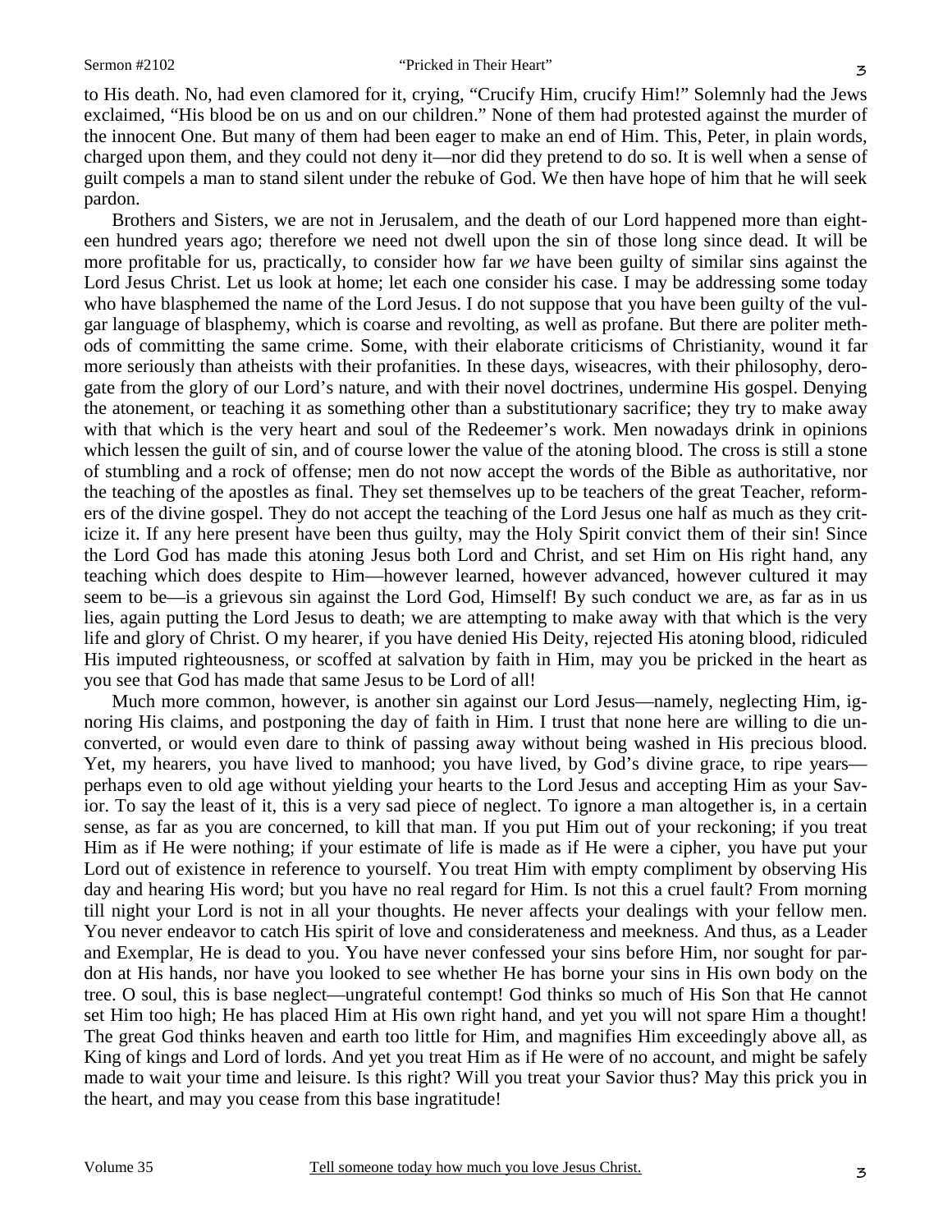to His death. No, had even clamored for it, crying, "Crucify Him, crucify Him!" Solemnly had the Jews exclaimed, "His blood be on us and on our children." None of them had protested against the murder of the innocent One. But many of them had been eager to make an end of Him. This, Peter, in plain words, charged upon them, and they could not deny it—nor did they pretend to do so. It is well when a sense of guilt compels a man to stand silent under the rebuke of God. We then have hope of him that he will seek pardon.

Brothers and Sisters, we are not in Jerusalem, and the death of our Lord happened more than eighteen hundred years ago; therefore we need not dwell upon the sin of those long since dead. It will be more profitable for us, practically, to consider how far *we* have been guilty of similar sins against the Lord Jesus Christ. Let us look at home; let each one consider his case. I may be addressing some today who have blasphemed the name of the Lord Jesus. I do not suppose that you have been guilty of the vulgar language of blasphemy, which is coarse and revolting, as well as profane. But there are politer methods of committing the same crime. Some, with their elaborate criticisms of Christianity, wound it far more seriously than atheists with their profanities. In these days, wiseacres, with their philosophy, derogate from the glory of our Lord's nature, and with their novel doctrines, undermine His gospel. Denying the atonement, or teaching it as something other than a substitutionary sacrifice; they try to make away with that which is the very heart and soul of the Redeemer's work. Men nowadays drink in opinions which lessen the guilt of sin, and of course lower the value of the atoning blood. The cross is still a stone of stumbling and a rock of offense; men do not now accept the words of the Bible as authoritative, nor the teaching of the apostles as final. They set themselves up to be teachers of the great Teacher, reformers of the divine gospel. They do not accept the teaching of the Lord Jesus one half as much as they criticize it. If any here present have been thus guilty, may the Holy Spirit convict them of their sin! Since the Lord God has made this atoning Jesus both Lord and Christ, and set Him on His right hand, any teaching which does despite to Him—however learned, however advanced, however cultured it may seem to be—is a grievous sin against the Lord God, Himself! By such conduct we are, as far as in us lies, again putting the Lord Jesus to death; we are attempting to make away with that which is the very life and glory of Christ. O my hearer, if you have denied His Deity, rejected His atoning blood, ridiculed His imputed righteousness, or scoffed at salvation by faith in Him, may you be pricked in the heart as you see that God has made that same Jesus to be Lord of all!

Much more common, however, is another sin against our Lord Jesus—namely, neglecting Him, ignoring His claims, and postponing the day of faith in Him. I trust that none here are willing to die unconverted, or would even dare to think of passing away without being washed in His precious blood. Yet, my hearers, you have lived to manhood; you have lived, by God's divine grace, to ripe years—perhaps even to old age without yielding your hearts to the Lord Jesus and accepting Him as your Savior. To say the least of it, this is a very sad piece of neglect. To ignore a man altogether is, in a certain sense, as far as you are concerned, to kill that man. If you put Him out of your reckoning; if you treat Him as if He were nothing; if your estimate of life is made as if He were a cipher, you have put your Lord out of existence in reference to yourself. You treat Him with empty compliment by observing His day and hearing His word; but you have no real regard for Him. Is not this a cruel fault? From morning till night your Lord is not in all your thoughts. He never affects your dealings with your fellow men. You never endeavor to catch His spirit of love and considerateness and meekness. And thus, as a Leader and Exemplar, He is dead to you. You have never confessed your sins before Him, nor sought for pardon at His hands, nor have you looked to see whether He has borne your sins in His own body on the tree. O soul, this is base neglect—ungrateful contempt! God thinks so much of His Son that He cannot set Him too high; He has placed Him at His own right hand, and yet you will not spare Him a thought! The great God thinks heaven and earth too little for Him, and magnifies Him exceedingly above all, as King of kings and Lord of lords. And yet you treat Him as if He were of no account, and might be safely made to wait your time and leisure. Is this right? Will you treat your Savior thus? May this prick you in the heart, and may you cease from this base ingratitude!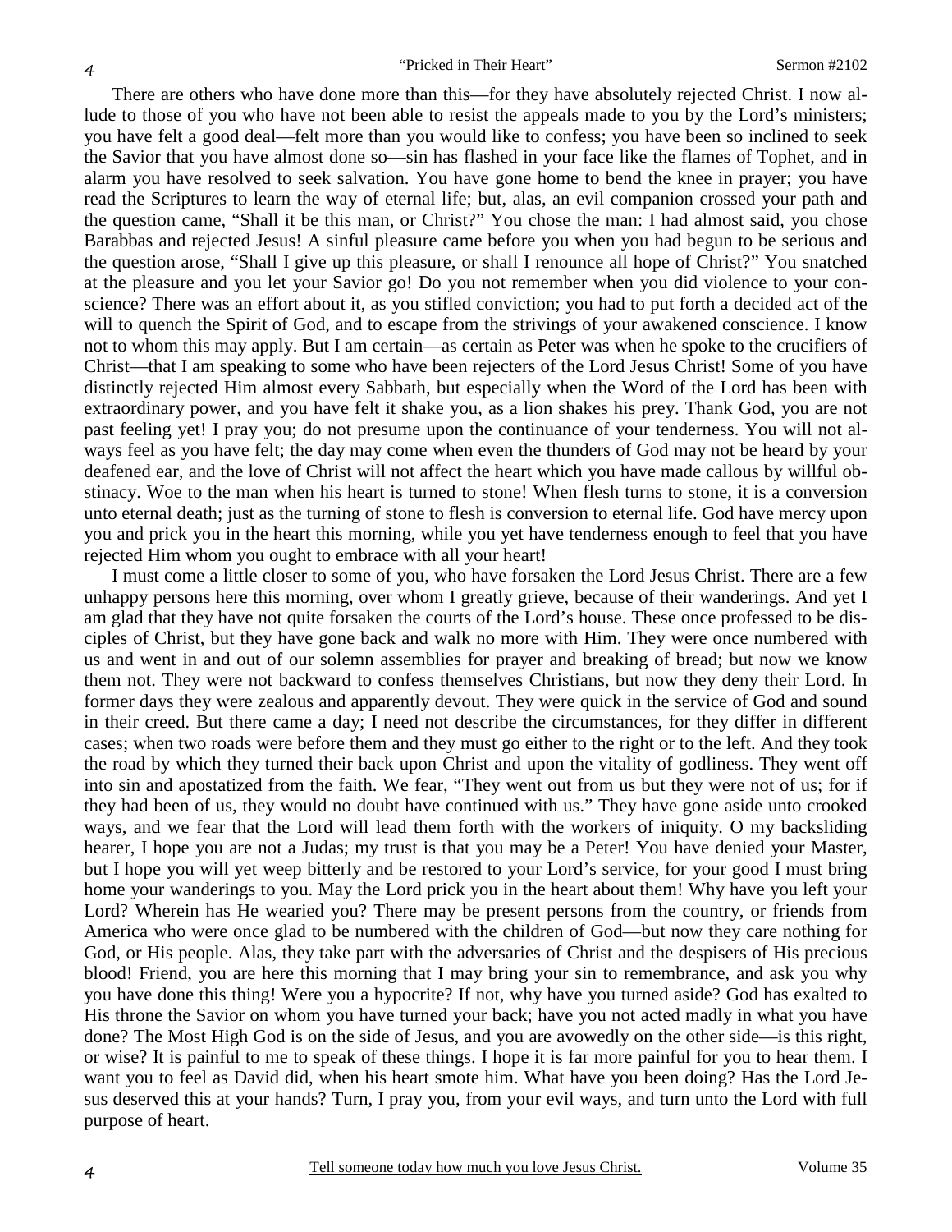There are others who have done more than this—for they have absolutely rejected Christ. I now allude to those of you who have not been able to resist the appeals made to you by the Lord's ministers; you have felt a good deal—felt more than you would like to confess; you have been so inclined to seek the Savior that you have almost done so—sin has flashed in your face like the flames of Tophet, and in alarm you have resolved to seek salvation. You have gone home to bend the knee in prayer; you have read the Scriptures to learn the way of eternal life; but, alas, an evil companion crossed your path and the question came, "Shall it be this man, or Christ?" You chose the man: I had almost said, you chose Barabbas and rejected Jesus! A sinful pleasure came before you when you had begun to be serious and the question arose, "Shall I give up this pleasure, or shall I renounce all hope of Christ?" You snatched at the pleasure and you let your Savior go! Do you not remember when you did violence to your conscience? There was an effort about it, as you stifled conviction; you had to put forth a decided act of the will to quench the Spirit of God, and to escape from the strivings of your awakened conscience. I know not to whom this may apply. But I am certain—as certain as Peter was when he spoke to the crucifiers of Christ—that I am speaking to some who have been rejecters of the Lord Jesus Christ! Some of you have distinctly rejected Him almost every Sabbath, but especially when the Word of the Lord has been with extraordinary power, and you have felt it shake you, as a lion shakes his prey. Thank God, you are not past feeling yet! I pray you; do not presume upon the continuance of your tenderness. You will not always feel as you have felt; the day may come when even the thunders of God may not be heard by your deafened ear, and the love of Christ will not affect the heart which you have made callous by willful obstinacy. Woe to the man when his heart is turned to stone! When flesh turns to stone, it is a conversion unto eternal death; just as the turning of stone to flesh is conversion to eternal life. God have mercy upon you and prick you in the heart this morning, while you yet have tenderness enough to feel that you have rejected Him whom you ought to embrace with all your heart!

I must come a little closer to some of you, who have forsaken the Lord Jesus Christ. There are a few unhappy persons here this morning, over whom I greatly grieve, because of their wanderings. And yet I am glad that they have not quite forsaken the courts of the Lord's house. These once professed to be disciples of Christ, but they have gone back and walk no more with Him. They were once numbered with us and went in and out of our solemn assemblies for prayer and breaking of bread; but now we know them not. They were not backward to confess themselves Christians, but now they deny their Lord. In former days they were zealous and apparently devout. They were quick in the service of God and sound in their creed. But there came a day; I need not describe the circumstances, for they differ in different cases; when two roads were before them and they must go either to the right or to the left. And they took the road by which they turned their back upon Christ and upon the vitality of godliness. They went off into sin and apostatized from the faith. We fear, "They went out from us but they were not of us; for if they had been of us, they would no doubt have continued with us." They have gone aside unto crooked ways, and we fear that the Lord will lead them forth with the workers of iniquity. O my backsliding hearer, I hope you are not a Judas; my trust is that you may be a Peter! You have denied your Master, but I hope you will yet weep bitterly and be restored to your Lord's service, for your good I must bring home your wanderings to you. May the Lord prick you in the heart about them! Why have you left your Lord? Wherein has He wearied you? There may be present persons from the country, or friends from America who were once glad to be numbered with the children of God—but now they care nothing for God, or His people. Alas, they take part with the adversaries of Christ and the despisers of His precious blood! Friend, you are here this morning that I may bring your sin to remembrance, and ask you why you have done this thing! Were you a hypocrite? If not, why have you turned aside? God has exalted to His throne the Savior on whom you have turned your back; have you not acted madly in what you have done? The Most High God is on the side of Jesus, and you are avowedly on the other side—is this right, or wise? It is painful to me to speak of these things. I hope it is far more painful for you to hear them. I want you to feel as David did, when his heart smote him. What have you been doing? Has the Lord Jesus deserved this at your hands? Turn, I pray you, from your evil ways, and turn unto the Lord with full purpose of heart.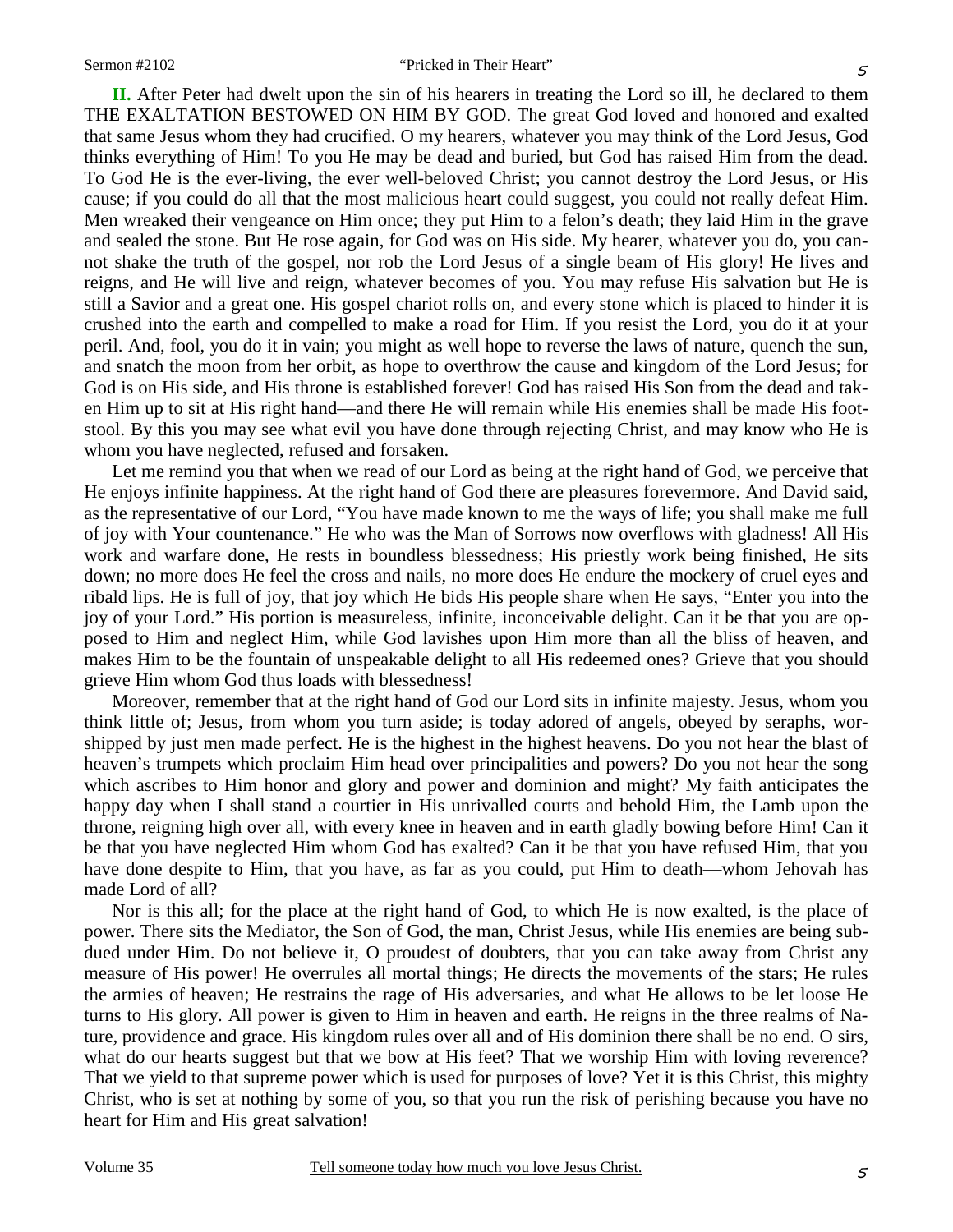**II.** After Peter had dwelt upon the sin of his hearers in treating the Lord so ill, he declared to them THE EXALTATION BESTOWED ON HIM BY GOD. The great God loved and honored and exalted that same Jesus whom they had crucified. O my hearers, whatever you may think of the Lord Jesus, God thinks everything of Him! To you He may be dead and buried, but God has raised Him from the dead. To God He is the ever-living, the ever well-beloved Christ; you cannot destroy the Lord Jesus, or His cause; if you could do all that the most malicious heart could suggest, you could not really defeat Him. Men wreaked their vengeance on Him once; they put Him to a felon's death; they laid Him in the grave and sealed the stone. But He rose again, for God was on His side. My hearer, whatever you do, you cannot shake the truth of the gospel, nor rob the Lord Jesus of a single beam of His glory! He lives and reigns, and He will live and reign, whatever becomes of you. You may refuse His salvation but He is still a Savior and a great one. His gospel chariot rolls on, and every stone which is placed to hinder it is crushed into the earth and compelled to make a road for Him. If you resist the Lord, you do it at your peril. And, fool, you do it in vain; you might as well hope to reverse the laws of nature, quench the sun, and snatch the moon from her orbit, as hope to overthrow the cause and kingdom of the Lord Jesus; for God is on His side, and His throne is established forever! God has raised His Son from the dead and taken Him up to sit at His right hand—and there He will remain while His enemies shall be made His footstool. By this you may see what evil you have done through rejecting Christ, and may know who He is whom you have neglected, refused and forsaken.

Let me remind you that when we read of our Lord as being at the right hand of God, we perceive that He enjoys infinite happiness. At the right hand of God there are pleasures forevermore. And David said, as the representative of our Lord, "You have made known to me the ways of life; you shall make me full of joy with Your countenance." He who was the Man of Sorrows now overflows with gladness! All His work and warfare done, He rests in boundless blessedness; His priestly work being finished, He sits down; no more does He feel the cross and nails, no more does He endure the mockery of cruel eyes and ribald lips. He is full of joy, that joy which He bids His people share when He says, "Enter you into the joy of your Lord." His portion is measureless, infinite, inconceivable delight. Can it be that you are opposed to Him and neglect Him, while God lavishes upon Him more than all the bliss of heaven, and makes Him to be the fountain of unspeakable delight to all His redeemed ones? Grieve that you should grieve Him whom God thus loads with blessedness!

Moreover, remember that at the right hand of God our Lord sits in infinite majesty. Jesus, whom you think little of; Jesus, from whom you turn aside; is today adored of angels, obeyed by seraphs, worshipped by just men made perfect. He is the highest in the highest heavens. Do you not hear the blast of heaven's trumpets which proclaim Him head over principalities and powers? Do you not hear the song which ascribes to Him honor and glory and power and dominion and might? My faith anticipates the happy day when I shall stand a courtier in His unrivalled courts and behold Him, the Lamb upon the throne, reigning high over all, with every knee in heaven and in earth gladly bowing before Him! Can it be that you have neglected Him whom God has exalted? Can it be that you have refused Him, that you have done despite to Him, that you have, as far as you could, put Him to death—whom Jehovah has made Lord of all?

Nor is this all; for the place at the right hand of God, to which He is now exalted, is the place of power. There sits the Mediator, the Son of God, the man, Christ Jesus, while His enemies are being subdued under Him. Do not believe it, O proudest of doubters, that you can take away from Christ any measure of His power! He overrules all mortal things; He directs the movements of the stars; He rules the armies of heaven; He restrains the rage of His adversaries, and what He allows to be let loose He turns to His glory. All power is given to Him in heaven and earth. He reigns in the three realms of Nature, providence and grace. His kingdom rules over all and of His dominion there shall be no end. O sirs, what do our hearts suggest but that we bow at His feet? That we worship Him with loving reverence? That we yield to that supreme power which is used for purposes of love? Yet it is this Christ, this mighty Christ, who is set at nothing by some of you, so that you run the risk of perishing because you have no heart for Him and His great salvation!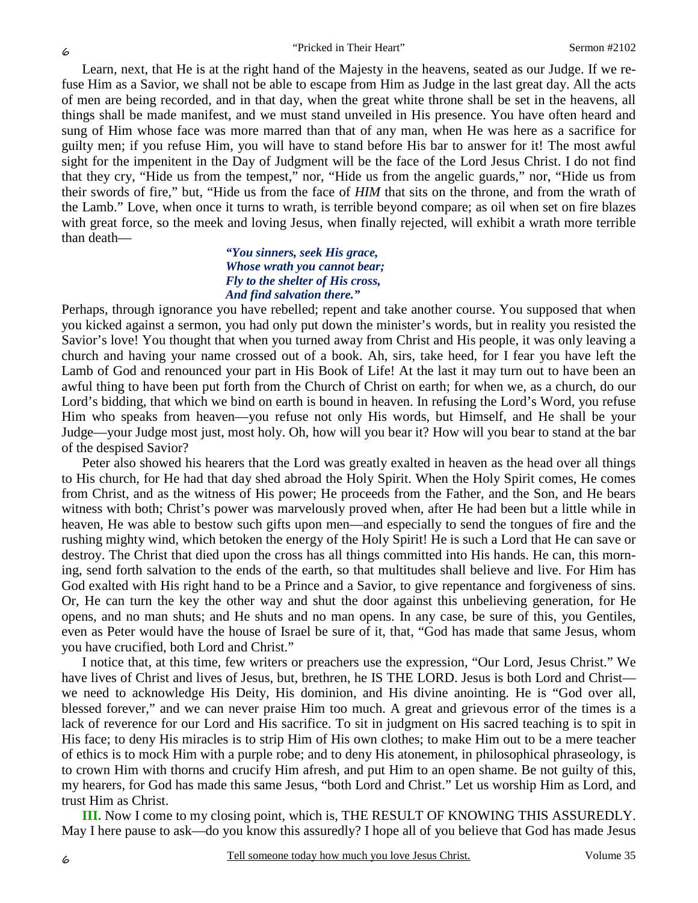Learn, next, that He is at the right hand of the Majesty in the heavens, seated as our Judge. If we refuse Him as a Savior, we shall not be able to escape from Him as Judge in the last great day. All the acts of men are being recorded, and in that day, when the great white throne shall be set in the heavens, all things shall be made manifest, and we must stand unveiled in His presence. You have often heard and sung of Him whose face was more marred than that of any man, when He was here as a sacrifice for guilty men; if you refuse Him, you will have to stand before His bar to answer for it! The most awful sight for the impenitent in the Day of Judgment will be the face of the Lord Jesus Christ. I do not find that they cry, "Hide us from the tempest," nor, "Hide us from the angelic guards," nor, "Hide us from their swords of fire," but, "Hide us from the face of *HIM* that sits on the throne, and from the wrath of the Lamb." Love, when once it turns to wrath, is terrible beyond compare; as oil when set on fire blazes with great force, so the meek and loving Jesus, when finally rejected, will exhibit a wrath more terrible than death—

> ***"You sinners, seek His grace,***
> ***Whose wrath you cannot bear;***
> ***Fly to the shelter of His cross,***
> ***And find salvation there."***

Perhaps, through ignorance you have rebelled; repent and take another course. You supposed that when you kicked against a sermon, you had only put down the minister's words, but in reality you resisted the Savior's love! You thought that when you turned away from Christ and His people, it was only leaving a church and having your name crossed out of a book. Ah, sirs, take heed, for I fear you have left the Lamb of God and renounced your part in His Book of Life! At the last it may turn out to have been an awful thing to have been put forth from the Church of Christ on earth; for when we, as a church, do our Lord's bidding, that which we bind on earth is bound in heaven. In refusing the Lord's Word, you refuse Him who speaks from heaven—you refuse not only His words, but Himself, and He shall be your Judge—your Judge most just, most holy. Oh, how will you bear it? How will you bear to stand at the bar of the despised Savior?

Peter also showed his hearers that the Lord was greatly exalted in heaven as the head over all things to His church, for He had that day shed abroad the Holy Spirit. When the Holy Spirit comes, He comes from Christ, and as the witness of His power; He proceeds from the Father, and the Son, and He bears witness with both; Christ's power was marvelously proved when, after He had been but a little while in heaven, He was able to bestow such gifts upon men—and especially to send the tongues of fire and the rushing mighty wind, which betoken the energy of the Holy Spirit! He is such a Lord that He can save or destroy. The Christ that died upon the cross has all things committed into His hands. He can, this morning, send forth salvation to the ends of the earth, so that multitudes shall believe and live. For Him has God exalted with His right hand to be a Prince and a Savior, to give repentance and forgiveness of sins. Or, He can turn the key the other way and shut the door against this unbelieving generation, for He opens, and no man shuts; and He shuts and no man opens. In any case, be sure of this, you Gentiles, even as Peter would have the house of Israel be sure of it, that, "God has made that same Jesus, whom you have crucified, both Lord and Christ."

I notice that, at this time, few writers or preachers use the expression, "Our Lord, Jesus Christ." We have lives of Christ and lives of Jesus, but, brethren, he IS THE LORD. Jesus is both Lord and Christ—we need to acknowledge His Deity, His dominion, and His divine anointing. He is "God over all, blessed forever," and we can never praise Him too much. A great and grievous error of the times is a lack of reverence for our Lord and His sacrifice. To sit in judgment on His sacred teaching is to spit in His face; to deny His miracles is to strip Him of His own clothes; to make Him out to be a mere teacher of ethics is to mock Him with a purple robe; and to deny His atonement, in philosophical phraseology, is to crown Him with thorns and crucify Him afresh, and put Him to an open shame. Be not guilty of this, my hearers, for God has made this same Jesus, "both Lord and Christ." Let us worship Him as Lord, and trust Him as Christ.

**III.** Now I come to my closing point, which is, THE RESULT OF KNOWING THIS ASSUREDLY. May I here pause to ask—do you know this assuredly? I hope all of you believe that God has made Jesus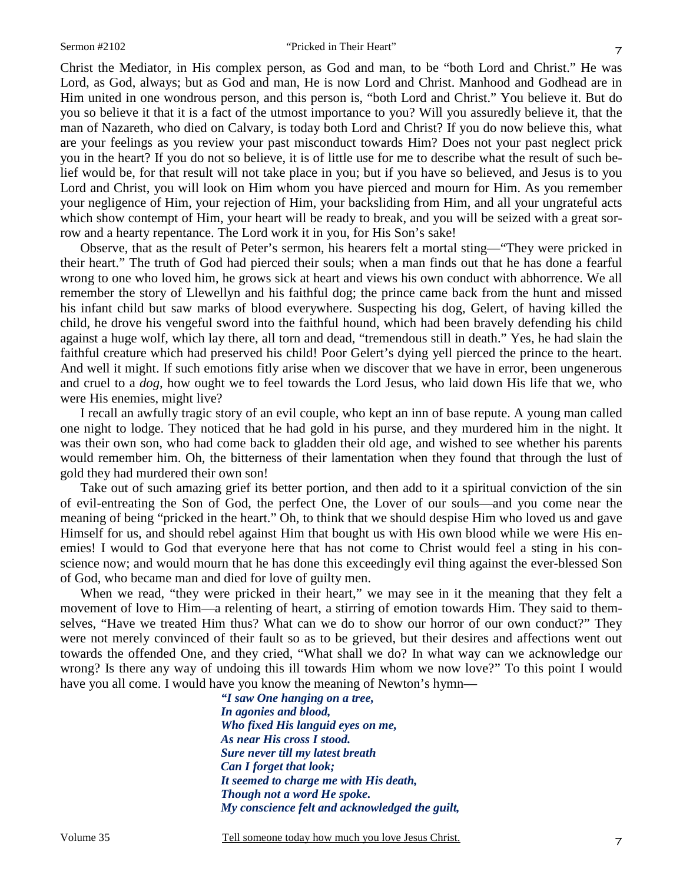Christ the Mediator, in His complex person, as God and man, to be "both Lord and Christ." He was Lord, as God, always; but as God and man, He is now Lord and Christ. Manhood and Godhead are in Him united in one wondrous person, and this person is, "both Lord and Christ." You believe it. But do you so believe it that it is a fact of the utmost importance to you? Will you assuredly believe it, that the man of Nazareth, who died on Calvary, is today both Lord and Christ? If you do now believe this, what are your feelings as you review your past misconduct towards Him? Does not your past neglect prick you in the heart? If you do not so believe, it is of little use for me to describe what the result of such belief would be, for that result will not take place in you; but if you have so believed, and Jesus is to you Lord and Christ, you will look on Him whom you have pierced and mourn for Him. As you remember your negligence of Him, your rejection of Him, your backsliding from Him, and all your ungrateful acts which show contempt of Him, your heart will be ready to break, and you will be seized with a great sorrow and a hearty repentance. The Lord work it in you, for His Son's sake!

Observe, that as the result of Peter's sermon, his hearers felt a mortal sting—"They were pricked in their heart." The truth of God had pierced their souls; when a man finds out that he has done a fearful wrong to one who loved him, he grows sick at heart and views his own conduct with abhorrence. We all remember the story of Llewellyn and his faithful dog; the prince came back from the hunt and missed his infant child but saw marks of blood everywhere. Suspecting his dog, Gelert, of having killed the child, he drove his vengeful sword into the faithful hound, which had been bravely defending his child against a huge wolf, which lay there, all torn and dead, "tremendous still in death." Yes, he had slain the faithful creature which had preserved his child! Poor Gelert's dying yell pierced the prince to the heart. And well it might. If such emotions fitly arise when we discover that we have in error, been ungenerous and cruel to a *dog*, how ought we to feel towards the Lord Jesus, who laid down His life that we, who were His enemies, might live?

I recall an awfully tragic story of an evil couple, who kept an inn of base repute. A young man called one night to lodge. They noticed that he had gold in his purse, and they murdered him in the night. It was their own son, who had come back to gladden their old age, and wished to see whether his parents would remember him. Oh, the bitterness of their lamentation when they found that through the lust of gold they had murdered their own son!

Take out of such amazing grief its better portion, and then add to it a spiritual conviction of the sin of evil-entreating the Son of God, the perfect One, the Lover of our souls—and you come near the meaning of being "pricked in the heart." Oh, to think that we should despise Him who loved us and gave Himself for us, and should rebel against Him that bought us with His own blood while we were His enemies! I would to God that everyone here that has not come to Christ would feel a sting in his conscience now; and would mourn that he has done this exceedingly evil thing against the ever-blessed Son of God, who became man and died for love of guilty men.

When we read, "they were pricked in their heart," we may see in it the meaning that they felt a movement of love to Him—a relenting of heart, a stirring of emotion towards Him. They said to themselves, "Have we treated Him thus? What can we do to show our horror of our own conduct?" They were not merely convinced of their fault so as to be grieved, but their desires and affections went out towards the offended One, and they cried, "What shall we do? In what way can we acknowledge our wrong? Is there any way of undoing this ill towards Him whom we now love?" To this point I would have you all come. I would have you know the meaning of Newton's hymn—

> ***"I saw One hanging on a tree,***
> ***In agonies and blood,***
> ***Who fixed His languid eyes on me,***
> ***As near His cross I stood.***
> ***Sure never till my latest breath***
> ***Can I forget that look;***
> ***It seemed to charge me with His death,***
> ***Though not a word He spoke.***
> ***My conscience felt and acknowledged the guilt,***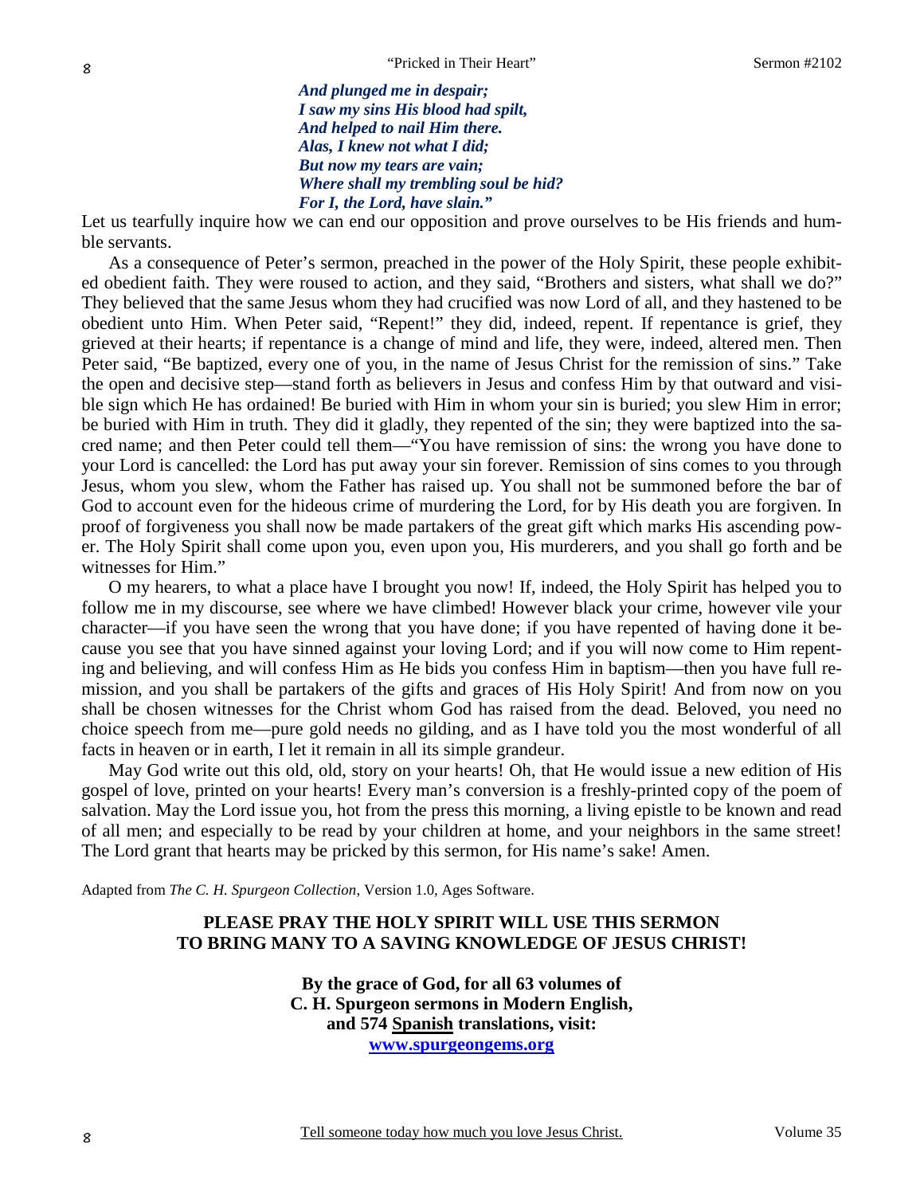*And plunged me in despair;*
*I saw my sins His blood had spilt,*
*And helped to nail Him there.*
*Alas, I knew not what I did;*
*But now my tears are vain;*
*Where shall my trembling soul be hid?*
*For I, the Lord, have slain."*

Let us tearfully inquire how we can end our opposition and prove ourselves to be His friends and humble servants.

As a consequence of Peter's sermon, preached in the power of the Holy Spirit, these people exhibited obedient faith. They were roused to action, and they said, "Brothers and sisters, what shall we do?" They believed that the same Jesus whom they had crucified was now Lord of all, and they hastened to be obedient unto Him. When Peter said, "Repent!" they did, indeed, repent. If repentance is grief, they grieved at their hearts; if repentance is a change of mind and life, they were, indeed, altered men. Then Peter said, "Be baptized, every one of you, in the name of Jesus Christ for the remission of sins." Take the open and decisive step—stand forth as believers in Jesus and confess Him by that outward and visible sign which He has ordained! Be buried with Him in whom your sin is buried; you slew Him in error; be buried with Him in truth. They did it gladly, they repented of the sin; they were baptized into the sacred name; and then Peter could tell them—"You have remission of sins: the wrong you have done to your Lord is cancelled: the Lord has put away your sin forever. Remission of sins comes to you through Jesus, whom you slew, whom the Father has raised up. You shall not be summoned before the bar of God to account even for the hideous crime of murdering the Lord, for by His death you are forgiven. In proof of forgiveness you shall now be made partakers of the great gift which marks His ascending power. The Holy Spirit shall come upon you, even upon you, His murderers, and you shall go forth and be witnesses for Him."

O my hearers, to what a place have I brought you now! If, indeed, the Holy Spirit has helped you to follow me in my discourse, see where we have climbed! However black your crime, however vile your character—if you have seen the wrong that you have done; if you have repented of having done it because you see that you have sinned against your loving Lord; and if you will now come to Him repenting and believing, and will confess Him as He bids you confess Him in baptism—then you have full remission, and you shall be partakers of the gifts and graces of His Holy Spirit! And from now on you shall be chosen witnesses for the Christ whom God has raised from the dead. Beloved, you need no choice speech from me—pure gold needs no gilding, and as I have told you the most wonderful of all facts in heaven or in earth, I let it remain in all its simple grandeur.

May God write out this old, old, story on your hearts! Oh, that He would issue a new edition of His gospel of love, printed on your hearts! Every man's conversion is a freshly-printed copy of the poem of salvation. May the Lord issue you, hot from the press this morning, a living epistle to be known and read of all men; and especially to be read by your children at home, and your neighbors in the same street! The Lord grant that hearts may be pricked by this sermon, for His name's sake! Amen.

Adapted from *The C. H. Spurgeon Collection*, Version 1.0, Ages Software.

**PLEASE PRAY THE HOLY SPIRIT WILL USE THIS SERMON TO BRING MANY TO A SAVING KNOWLEDGE OF JESUS CHRIST!**

**By the grace of God, for all 63 volumes of C. H. Spurgeon sermons in Modern English, and 574 Spanish translations, visit: www.spurgeongems.org**

Tell someone today how much you love Jesus Christ.